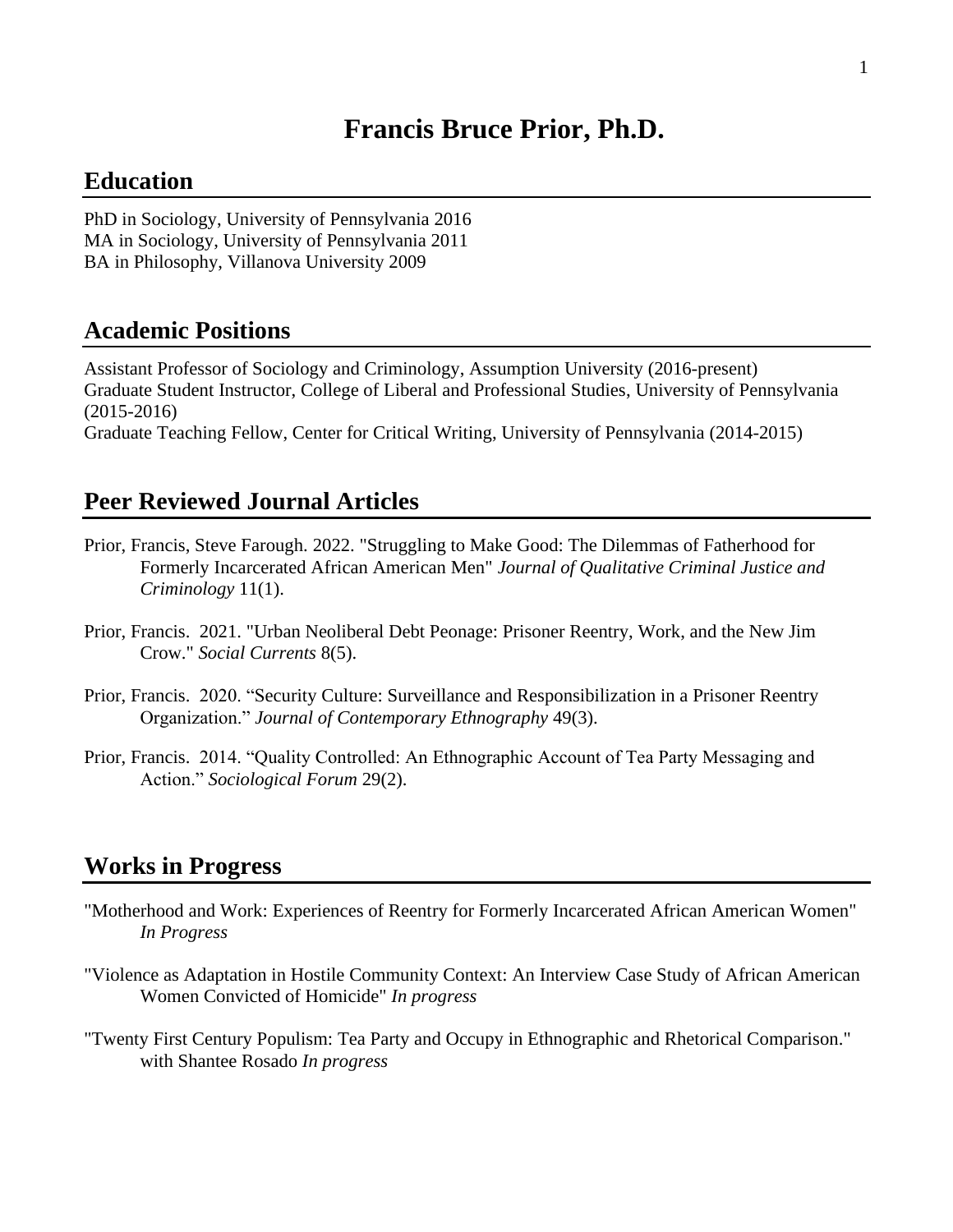# Francis Bruce Prior, Ph.D.

## Education

PhD in Sociology, University of Pennsylvania 2016
MA in Sociology, University of Pennsylvania 2011
BA in Philosophy, Villanova University 2009

## Academic Positions

Assistant Professor of Sociology and Criminology, Assumption University (2016-present)
Graduate Student Instructor, College of Liberal and Professional Studies, University of Pennsylvania (2015-2016)
Graduate Teaching Fellow, Center for Critical Writing, University of Pennsylvania (2014-2015)

## Peer Reviewed Journal Articles

Prior, Francis, Steve Farough. 2022. "Struggling to Make Good: The Dilemmas of Fatherhood for Formerly Incarcerated African American Men" *Journal of Qualitative Criminal Justice and Criminology* 11(1).

Prior, Francis. 2021. "Urban Neoliberal Debt Peonage: Prisoner Reentry, Work, and the New Jim Crow." *Social Currents* 8(5).

Prior, Francis. 2020. "Security Culture: Surveillance and Responsibilization in a Prisoner Reentry Organization." *Journal of Contemporary Ethnography* 49(3).

Prior, Francis. 2014. "Quality Controlled: An Ethnographic Account of Tea Party Messaging and Action." *Sociological Forum* 29(2).

## Works in Progress

"Motherhood and Work: Experiences of Reentry for Formerly Incarcerated African American Women" *In Progress*

"Violence as Adaptation in Hostile Community Context: An Interview Case Study of African American Women Convicted of Homicide" *In progress*

"Twenty First Century Populism: Tea Party and Occupy in Ethnographic and Rhetorical Comparison." with Shantee Rosado *In progress*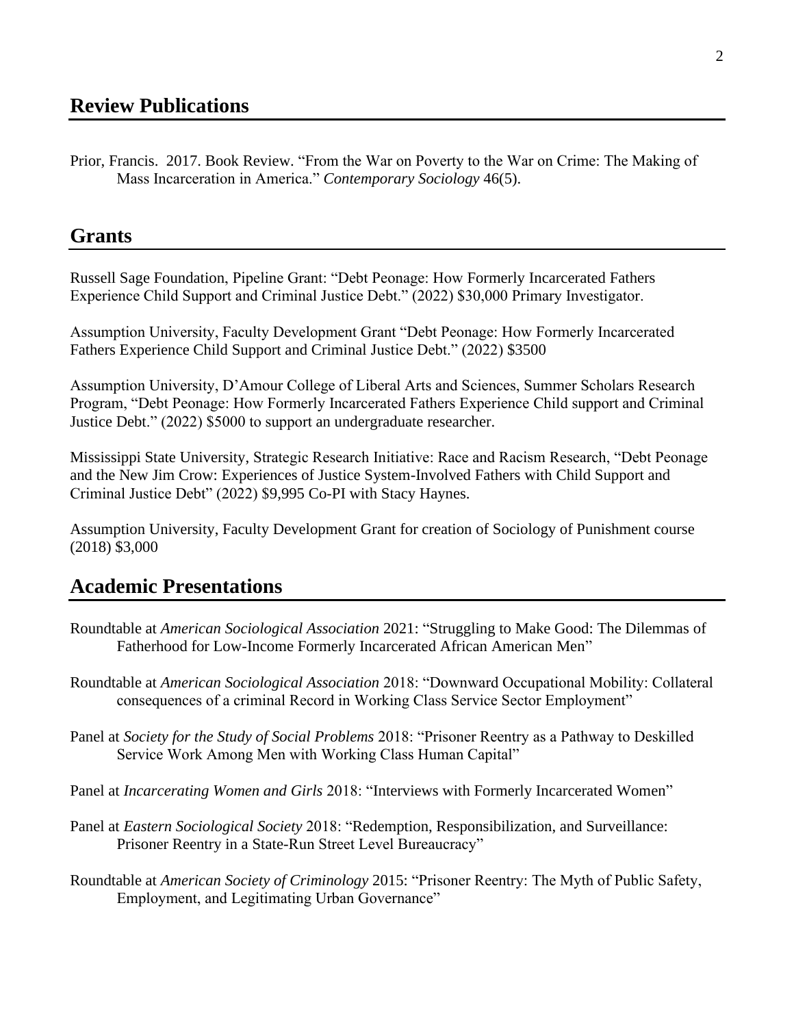## Review Publications

Prior, Francis. 2017. Book Review. "From the War on Poverty to the War on Crime: The Making of Mass Incarceration in America." *Contemporary Sociology* 46(5).

## Grants

Russell Sage Foundation, Pipeline Grant: "Debt Peonage: How Formerly Incarcerated Fathers Experience Child Support and Criminal Justice Debt." (2022) $30,000 Primary Investigator.

Assumption University, Faculty Development Grant "Debt Peonage: How Formerly Incarcerated Fathers Experience Child Support and Criminal Justice Debt." (2022) $3500

Assumption University, D'Amour College of Liberal Arts and Sciences, Summer Scholars Research Program, "Debt Peonage: How Formerly Incarcerated Fathers Experience Child support and Criminal Justice Debt." (2022) $5000 to support an undergraduate researcher.

Mississippi State University, Strategic Research Initiative: Race and Racism Research, "Debt Peonage and the New Jim Crow: Experiences of Justice System-Involved Fathers with Child Support and Criminal Justice Debt" (2022) $9,995 Co-PI with Stacy Haynes.

Assumption University, Faculty Development Grant for creation of Sociology of Punishment course (2018) $3,000

## Academic Presentations

Roundtable at *American Sociological Association* 2021: "Struggling to Make Good: The Dilemmas of Fatherhood for Low-Income Formerly Incarcerated African American Men"

Roundtable at *American Sociological Association* 2018: "Downward Occupational Mobility: Collateral consequences of a criminal Record in Working Class Service Sector Employment"

Panel at *Society for the Study of Social Problems* 2018: "Prisoner Reentry as a Pathway to Deskilled Service Work Among Men with Working Class Human Capital"

Panel at *Incarcerating Women and Girls* 2018: "Interviews with Formerly Incarcerated Women"

Panel at *Eastern Sociological Society* 2018: "Redemption, Responsibilization, and Surveillance: Prisoner Reentry in a State-Run Street Level Bureaucracy"

Roundtable at *American Society of Criminology* 2015: "Prisoner Reentry: The Myth of Public Safety, Employment, and Legitimating Urban Governance"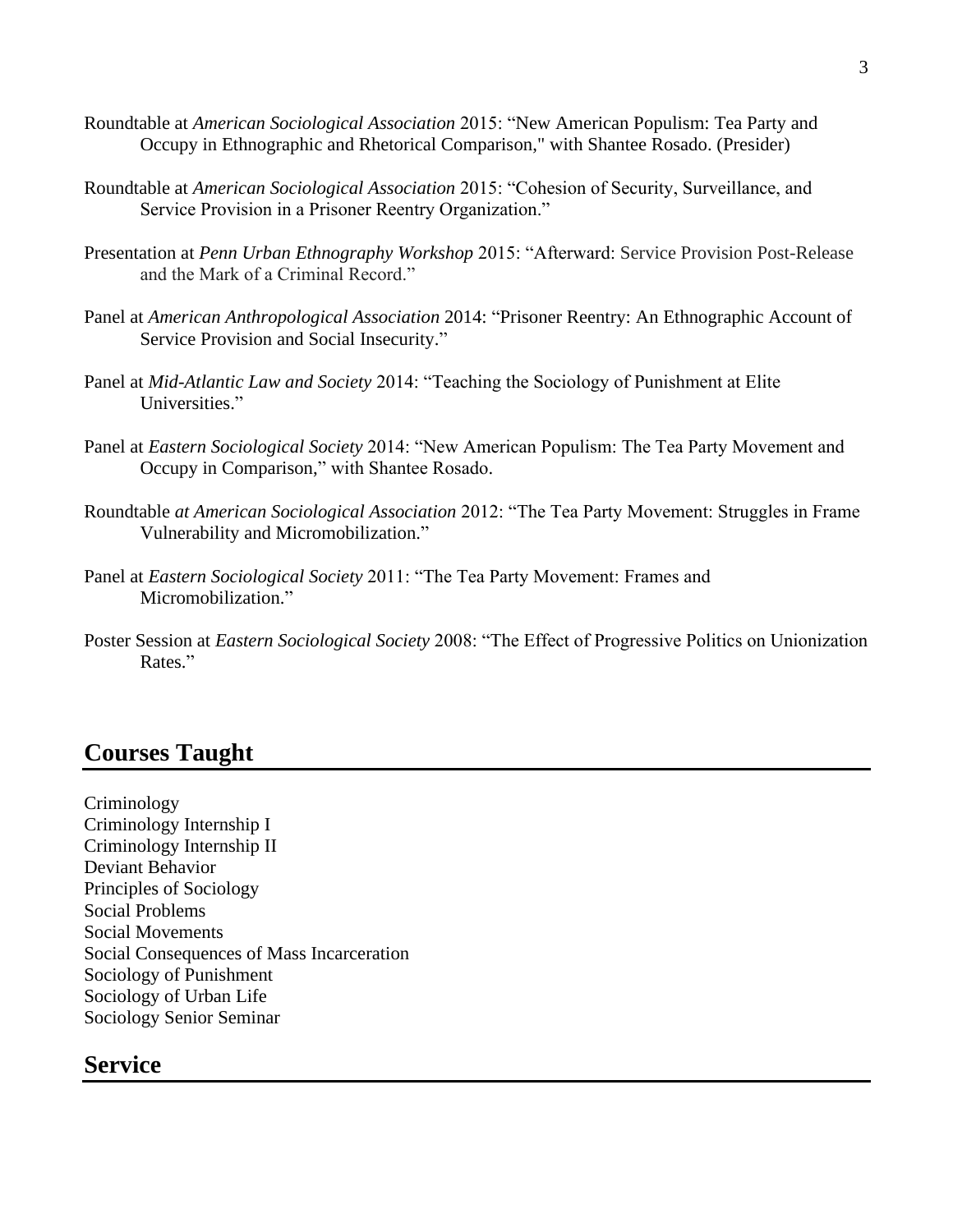Roundtable at *American Sociological Association* 2015: “New American Populism: Tea Party and Occupy in Ethnographic and Rhetorical Comparison," with Shantee Rosado. (Presider)

Roundtable at *American Sociological Association* 2015: “Cohesion of Security, Surveillance, and Service Provision in a Prisoner Reentry Organization.”

Presentation at *Penn Urban Ethnography Workshop* 2015: “Afterward: Service Provision Post-Release and the Mark of a Criminal Record.”

Panel at *American Anthropological Association* 2014: “Prisoner Reentry: An Ethnographic Account of Service Provision and Social Insecurity.”

Panel at *Mid-Atlantic Law and Society* 2014: “Teaching the Sociology of Punishment at Elite Universities.”

Panel at *Eastern Sociological Society* 2014: “New American Populism: The Tea Party Movement and Occupy in Comparison,” with Shantee Rosado.

Roundtable *at American Sociological Association* 2012: “The Tea Party Movement: Struggles in Frame Vulnerability and Micromobilization.”

Panel at *Eastern Sociological Society* 2011: “The Tea Party Movement: Frames and Micromobilization.”

Poster Session at *Eastern Sociological Society* 2008: “The Effect of Progressive Politics on Unionization Rates.”

## Courses Taught

Criminology
Criminology Internship I
Criminology Internship II
Deviant Behavior
Principles of Sociology
Social Problems
Social Movements
Social Consequences of Mass Incarceration
Sociology of Punishment
Sociology of Urban Life
Sociology Senior Seminar

## Service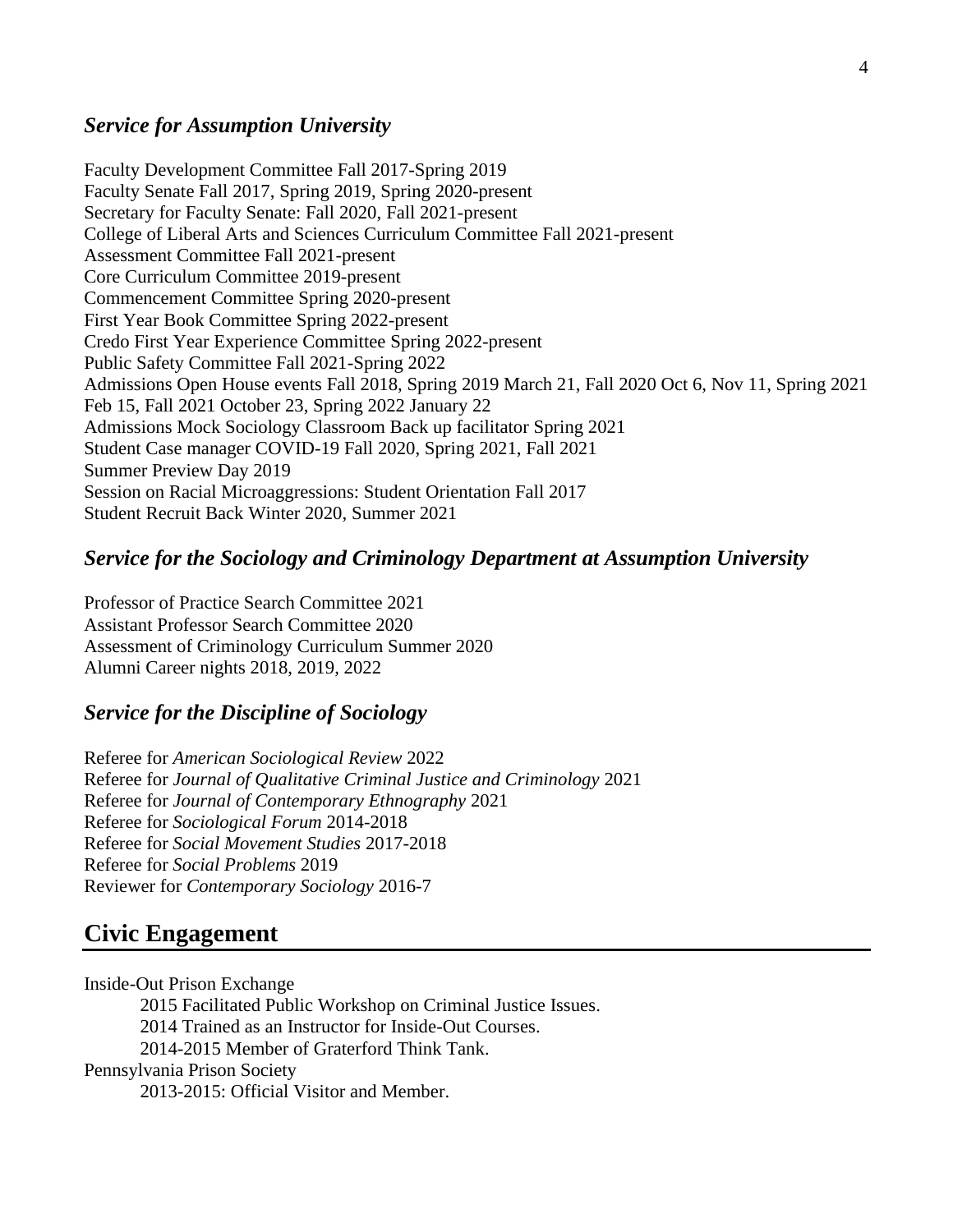### *Service for Assumption University*

Faculty Development Committee Fall 2017-Spring 2019
Faculty Senate Fall 2017, Spring 2019, Spring 2020-present
Secretary for Faculty Senate: Fall 2020, Fall 2021-present
College of Liberal Arts and Sciences Curriculum Committee Fall 2021-present
Assessment Committee Fall 2021-present
Core Curriculum Committee 2019-present
Commencement Committee Spring 2020-present
First Year Book Committee Spring 2022-present
Credo First Year Experience Committee Spring 2022-present
Public Safety Committee Fall 2021-Spring 2022
Admissions Open House events Fall 2018, Spring 2019 March 21, Fall 2020 Oct 6, Nov 11, Spring 2021 Feb 15, Fall 2021 October 23, Spring 2022 January 22
Admissions Mock Sociology Classroom Back up facilitator Spring 2021
Student Case manager COVID-19 Fall 2020, Spring 2021, Fall 2021
Summer Preview Day 2019
Session on Racial Microaggressions: Student Orientation Fall 2017
Student Recruit Back Winter 2020, Summer 2021

### *Service for the Sociology and Criminology Department at Assumption University*

Professor of Practice Search Committee 2021
Assistant Professor Search Committee 2020
Assessment of Criminology Curriculum Summer 2020
Alumni Career nights 2018, 2019, 2022

### *Service for the Discipline of Sociology*

Referee for *American Sociological Review* 2022
Referee for *Journal of Qualitative Criminal Justice and Criminology* 2021
Referee for *Journal of Contemporary Ethnography* 2021
Referee for *Sociological Forum* 2014-2018
Referee for *Social Movement Studies* 2017-2018
Referee for *Social Problems* 2019
Reviewer for *Contemporary Sociology* 2016-7

## Civic Engagement

Inside-Out Prison Exchange
- 2015 Facilitated Public Workshop on Criminal Justice Issues.
- 2014 Trained as an Instructor for Inside-Out Courses.
- 2014-2015 Member of Graterford Think Tank.

Pennsylvania Prison Society
- 2013-2015: Official Visitor and Member.